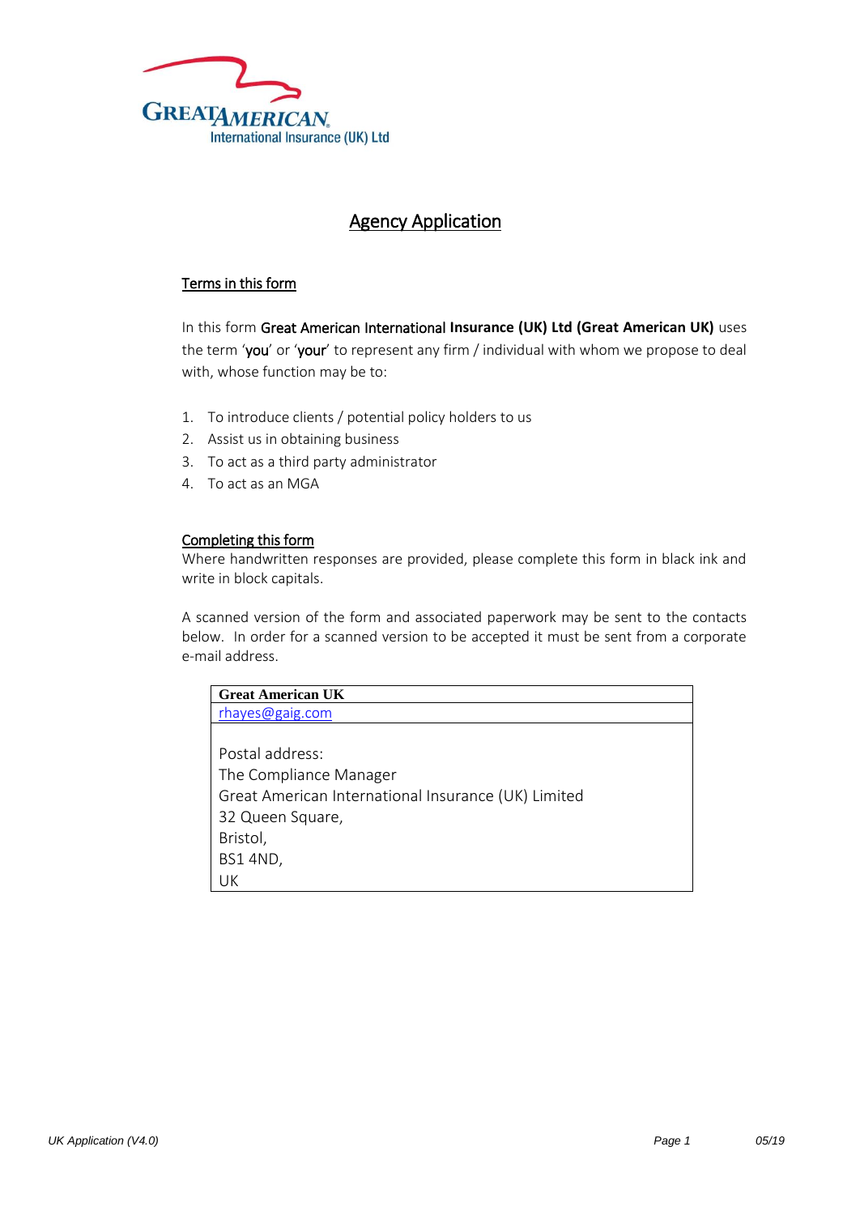GREAT AMERICAN
International Insurance (UK) Ltd

# Agency Application

## Terms in this form

In this form **Great American International Insurance (UK) Ltd (Great American UK)** uses the term '**you**' or '**your**' to represent any firm / individual with whom we propose to deal with, whose function may be to:

1. To introduce clients / potential policy holders to us
2. Assist us in obtaining business
3. To act as a third party administrator
4. To act as an MGA

## Completing this form

Where handwritten responses are provided, please complete this form in black ink and write in block capitals.

A scanned version of the form and associated paperwork may be sent to the contacts below. In order for a scanned version to be accepted it must be sent from a corporate e-mail address.

| **Great American UK** |
|---|
| rhayes@gaig.com |
| Postal address:<br>The Compliance Manager<br>Great American International Insurance (UK) Limited<br>32 Queen Square,<br>Bristol,<br>BS1 4ND,<br>UK |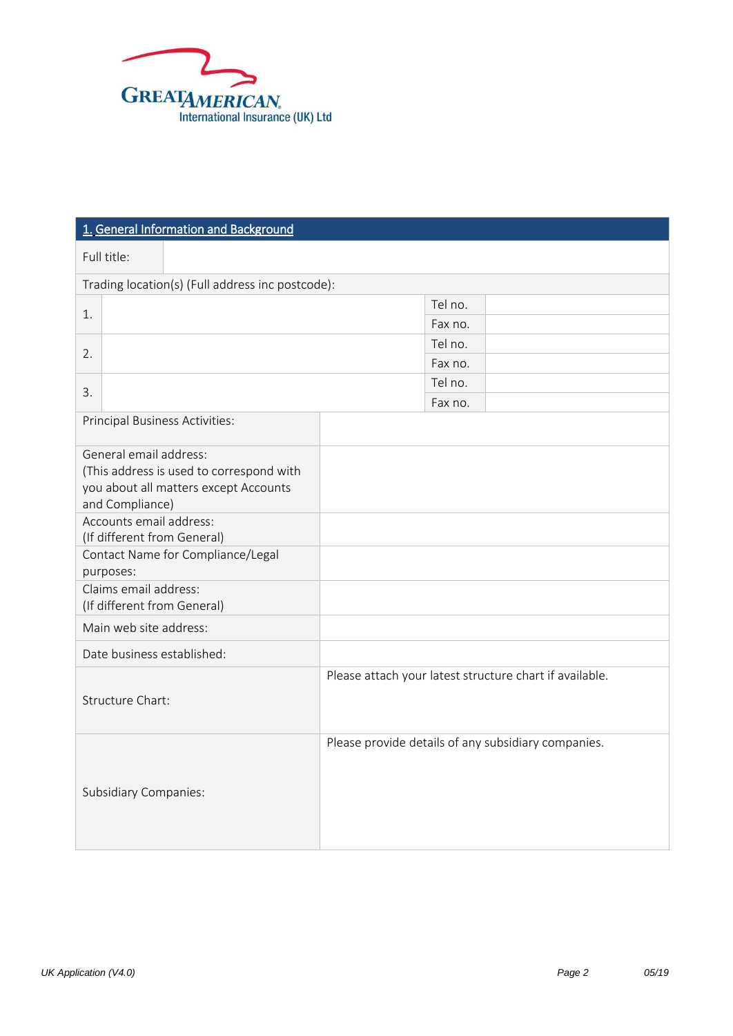GREAT AMERICAN
International Insurance (UK) Ltd

## 1. General Information and Background

| Full title: | |
|---|---|

Trading location(s) (Full address inc postcode):

| | | | |
|---|---|---|---|
| 1. | | Tel no. | |
| | | Fax no. | |
| 2. | | Tel no. | |
| | | Fax no. | |
| 3. | | Tel no. | |
| | | Fax no. | |

| | |
|---|---|
| Principal Business Activities: | |
| General email address: (This address is used to correspond with you about all matters except Accounts and Compliance) | |
| Accounts email address: (If different from General) | |
| Contact Name for Compliance/Legal purposes: | |
| Claims email address: (If different from General) | |
| Main web site address: | |
| Date business established: | |
| Structure Chart: | Please attach your latest structure chart if available. |
| Subsidiary Companies: | Please provide details of any subsidiary companies. |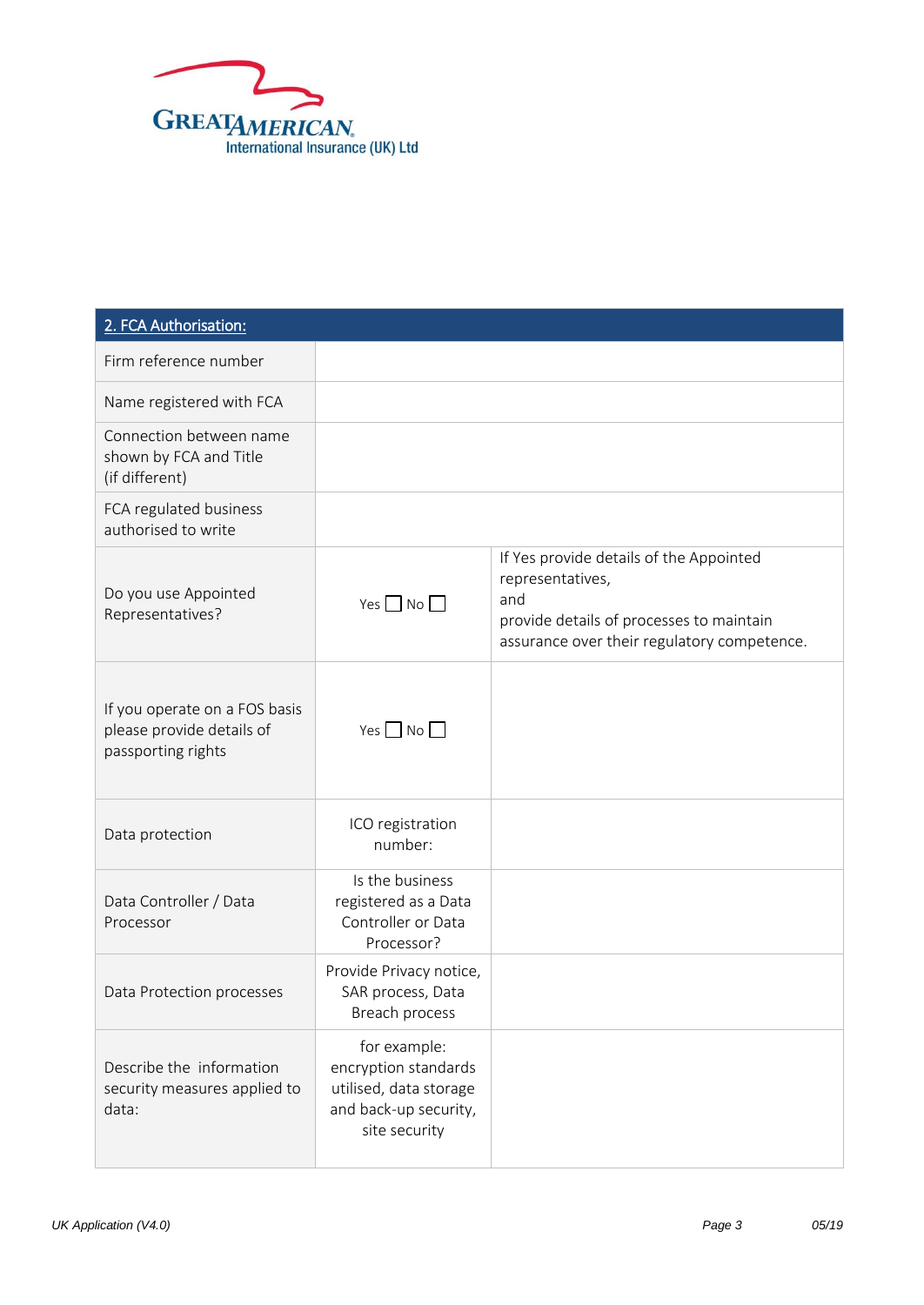Great American International Insurance (UK) Ltd

| 2. FCA Authorisation: | | |
|---|---|---|
| Firm reference number | | |
| Name registered with FCA | | |
| Connection between name shown by FCA and Title (if different) | | |
| FCA regulated business authorised to write | | |
| Do you use Appointed Representatives? | Yes ☐ No ☐ | If Yes provide details of the Appointed representatives, and provide details of processes to maintain assurance over their regulatory competence. |
| If you operate on a FOS basis please provide details of passporting rights | Yes ☐ No ☐ | |
| Data protection | ICO registration number: | |
| Data Controller / Data Processor | Is the business registered as a Data Controller or Data Processor? | |
| Data Protection processes | Provide Privacy notice, SAR process, Data Breach process | |
| Describe the information security measures applied to data: | for example: encryption standards utilised, data storage and back-up security, site security | |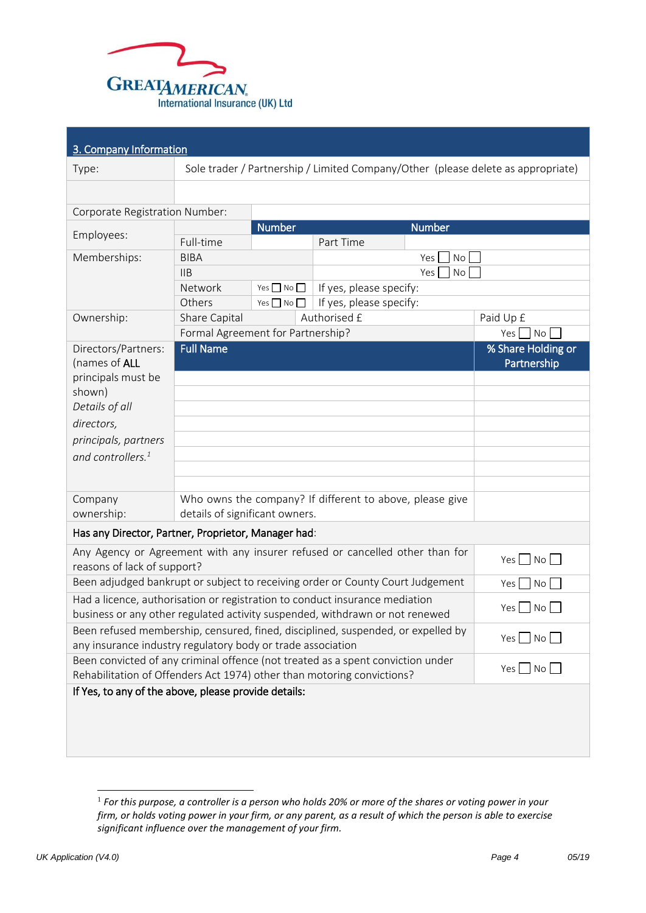# 3. Company Information

| | | | | |
|---|---|---|---|---|
| Type: | Sole trader / Partnership / Limited Company/Other (please delete as appropriate) | | | |
| | | | | |
| Corporate Registration Number: | | | | |
| Employees: | | Number | | Number |
| | Full-time | | Part Time | |
| Memberships: | BIBA | | Yes ☐ No ☐ | |
| | IIB | | Yes ☐ No ☐ | |
| | Network | Yes ☐ No ☐ | If yes, please specify: | |
| | Others | Yes ☐ No ☐ | If yes, please specify: | |
| Ownership: | Share Capital | | Authorised £ | Paid Up £ |
| | Formal Agreement for Partnership? | | | Yes ☐ No ☐ |

| Directors/Partners: (names of **ALL** principals must be shown) *Details of all directors, principals, partners and controllers.*[1] | **Full Name** | **% Share Holding or Partnership** |
|---|---|---|
| | | |
| | | |
| | | |
| | | |
| | | |
| | | |
| | | |
| | | |
| Company ownership: | Who owns the company? If different to above, please give details of significant owners. | |

**Has any Director, Partner, Proprietor, Manager had**:

| | |
|---|---|
| Any Agency or Agreement with any insurer refused or cancelled other than for reasons of lack of support? | Yes ☐ No ☐ |
| Been adjudged bankrupt or subject to receiving order or County Court Judgement | Yes ☐ No ☐ |
| Had a licence, authorisation or registration to conduct insurance mediation business or any other regulated activity suspended, withdrawn or not renewed | Yes ☐ No ☐ |
| Been refused membership, censured, fined, disciplined, suspended, or expelled by any insurance industry regulatory body or trade association | Yes ☐ No ☐ |
| Been convicted of any criminal offence (not treated as a spent conviction under Rehabilitation of Offenders Act 1974) other than motoring convictions? | Yes ☐ No ☐ |

**If Yes, to any of the above, please provide details:**

[1] *For this purpose, a controller is a person who holds 20% or more of the shares or voting power in your firm, or holds voting power in your firm, or any parent, as a result of which the person is able to exercise significant influence over the management of your firm.*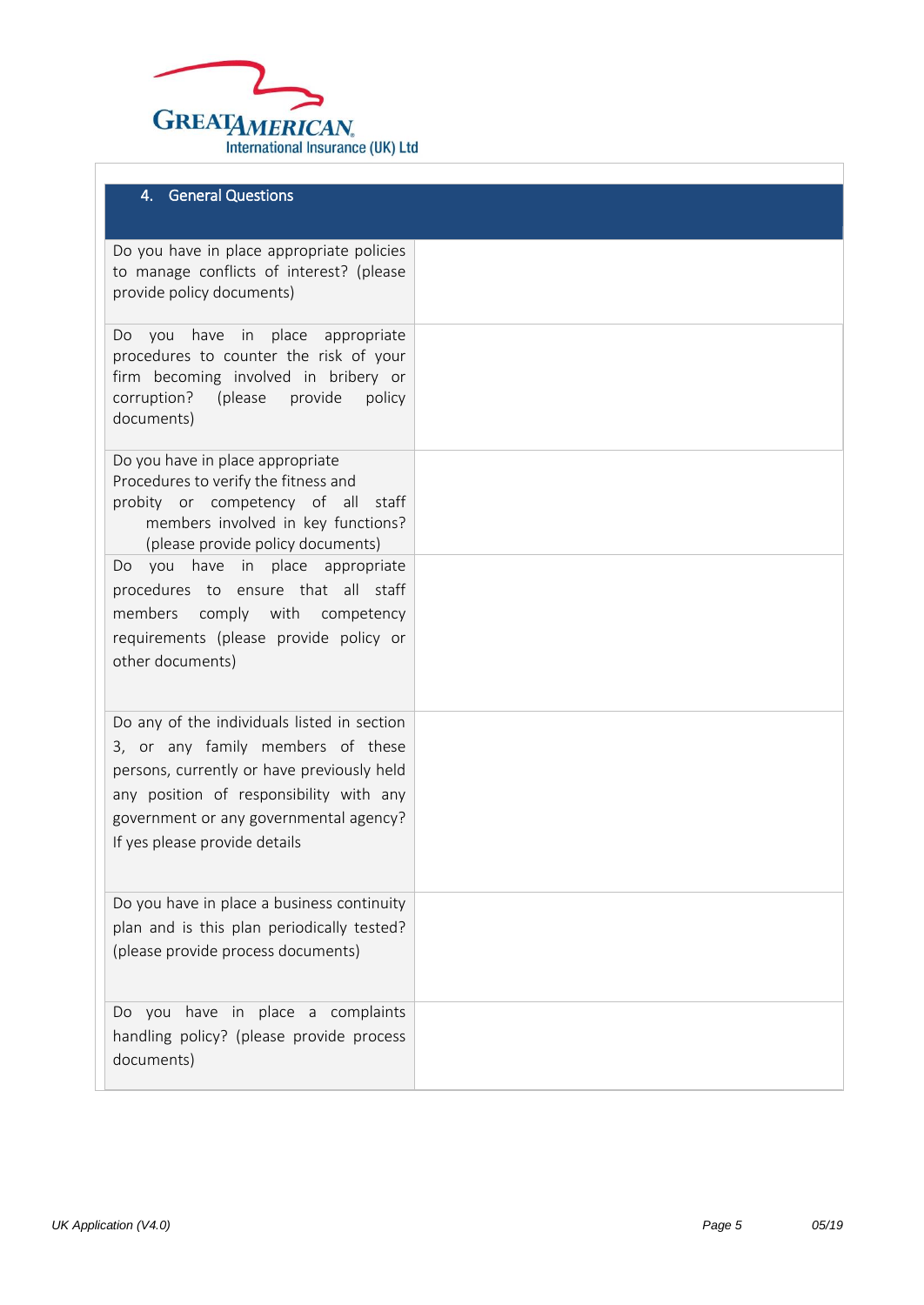GREAT AMERICAN International Insurance (UK) Ltd

| 4. General Questions | |
|---|---|
| Do you have in place appropriate policies to manage conflicts of interest? (please provide policy documents) | |
| Do you have in place appropriate procedures to counter the risk of your firm becoming involved in bribery or corruption? (please provide policy documents) | |
| Do you have in place appropriate Procedures to verify the fitness and probity or competency of all staff members involved in key functions? (please provide policy documents) | |
| Do you have in place appropriate procedures to ensure that all staff members comply with competency requirements (please provide policy or other documents) | |
| Do any of the individuals listed in section 3, or any family members of these persons, currently or have previously held any position of responsibility with any government or any governmental agency? If yes please provide details | |
| Do you have in place a business continuity plan and is this plan periodically tested? (please provide process documents) | |
| Do you have in place a complaints handling policy? (please provide process documents) | |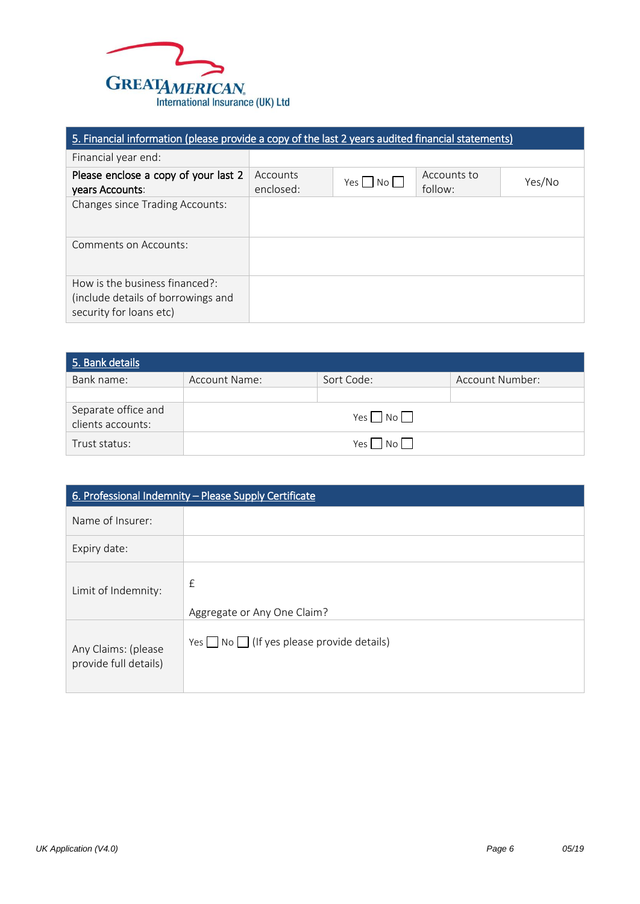| 5. Financial information (please provide a copy of the last 2 years audited financial statements) | | | | |
|---|---|---|---|---|
| Financial year end: | | | | |
| **Please enclose a copy of your last 2 years Accounts**: | Accounts enclosed: | Yes ☐ No ☐ | Accounts to follow: | Yes/No |
| Changes since Trading Accounts: | | | | |
| Comments on Accounts: | | | | |
| How is the business financed?: (include details of borrowings and security for loans etc) | | | | |

| 5. Bank details | | | |
|---|---|---|---|
| Bank name: | Account Name: | Sort Code: | Account Number: |
| | | | |
| Separate office and clients accounts: | Yes ☐ No ☐ | | |
| Trust status: | Yes ☐ No ☐ | | |

| 6. Professional Indemnity – Please Supply Certificate | |
|---|---|
| Name of Insurer: | |
| Expiry date: | |
| Limit of Indemnity: | £ <br><br> Aggregate or Any One Claim? |
| Any Claims: (please provide full details) | Yes ☐ No ☐ (If yes please provide details) |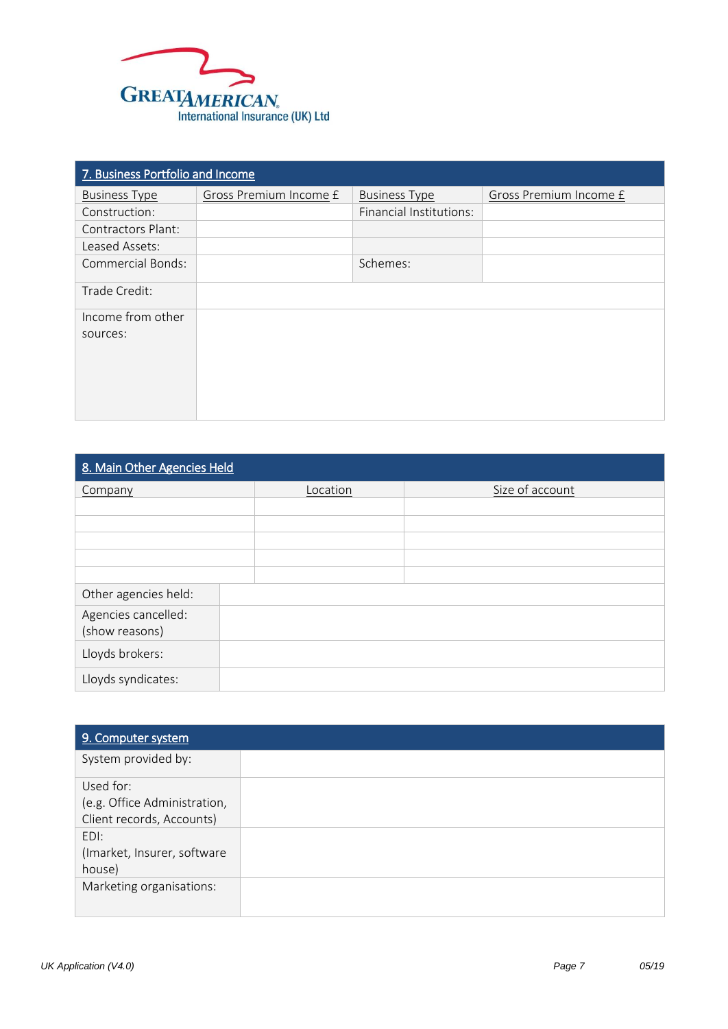Great American International Insurance (UK) Ltd

## 7. Business Portfolio and Income

| Business Type | Gross Premium Income £ | Business Type | Gross Premium Income £ |
|---|---|---|---|
| Construction: | | Financial Institutions: | |
| Contractors Plant: | | | |
| Leased Assets: | | | |
| Commercial Bonds: | | Schemes: | |
| Trade Credit: | | | |
| Income from other sources: | | | |

## 8. Main Other Agencies Held

| Company | Location | Size of account |
|---|---|---|
| | | |
| | | |
| | | |
| | | |
| | | |

| | |
|---|---|
| Other agencies held: | |
| Agencies cancelled: (show reasons) | |
| Lloyds brokers: | |
| Lloyds syndicates: | |

## 9. Computer system

| | |
|---|---|
| System provided by: | |
| Used for: (e.g. Office Administration, Client records, Accounts) | |
| EDI: (Imarket, Insurer, software house) | |
| Marketing organisations: | |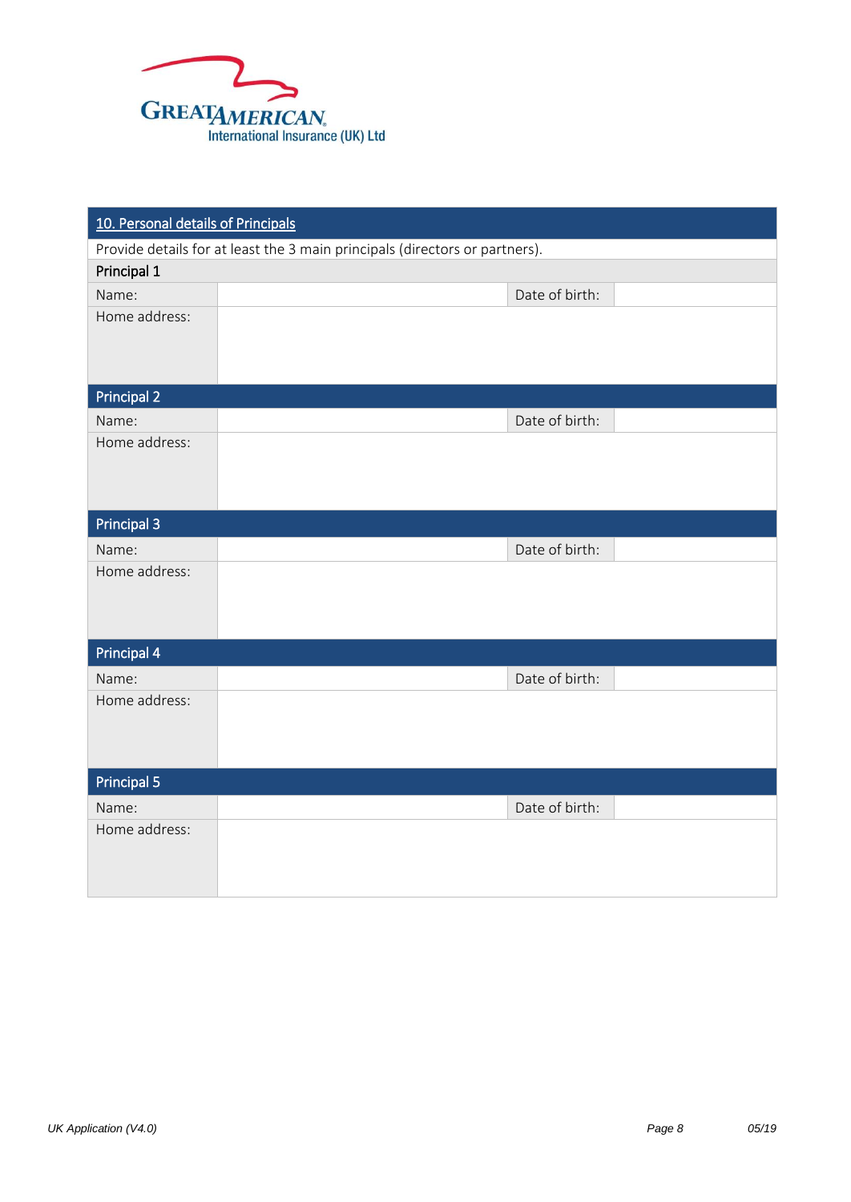| 10. Personal details of Principals | | | |
|---|---|---|---|
| Provide details for at least the 3 main principals (directors or partners). | | | |
| **Principal 1** | | | |
| Name: | | Date of birth: | |
| Home address: | | | |
| **Principal 2** | | | |
| Name: | | Date of birth: | |
| Home address: | | | |
| **Principal 3** | | | |
| Name: | | Date of birth: | |
| Home address: | | | |
| **Principal 4** | | | |
| Name: | | Date of birth: | |
| Home address: | | | |
| **Principal 5** | | | |
| Name: | | Date of birth: | |
| Home address: | | | |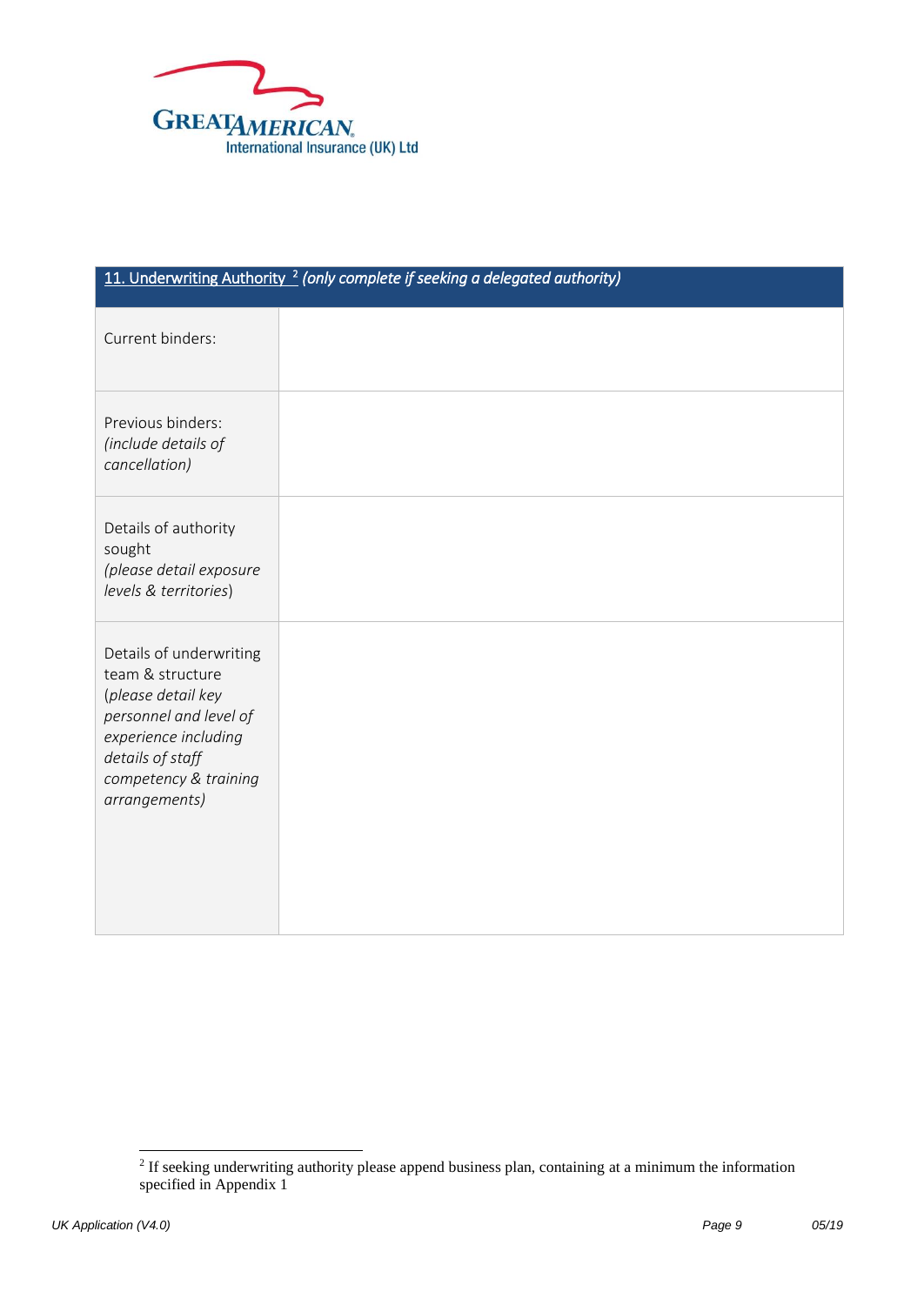| 11. Underwriting Authority [2] *(only complete if seeking a delegated authority)* | |
|---|---|
| Current binders: | |
| Previous binders: *(include details of cancellation)* | |
| Details of authority sought *(please detail exposure levels & territories)* | |
| Details of underwriting team & structure (*please detail key personnel and level of experience including details of staff competency & training arrangements)* | |

[2] If seeking underwriting authority please append business plan, containing at a minimum the information specified in Appendix 1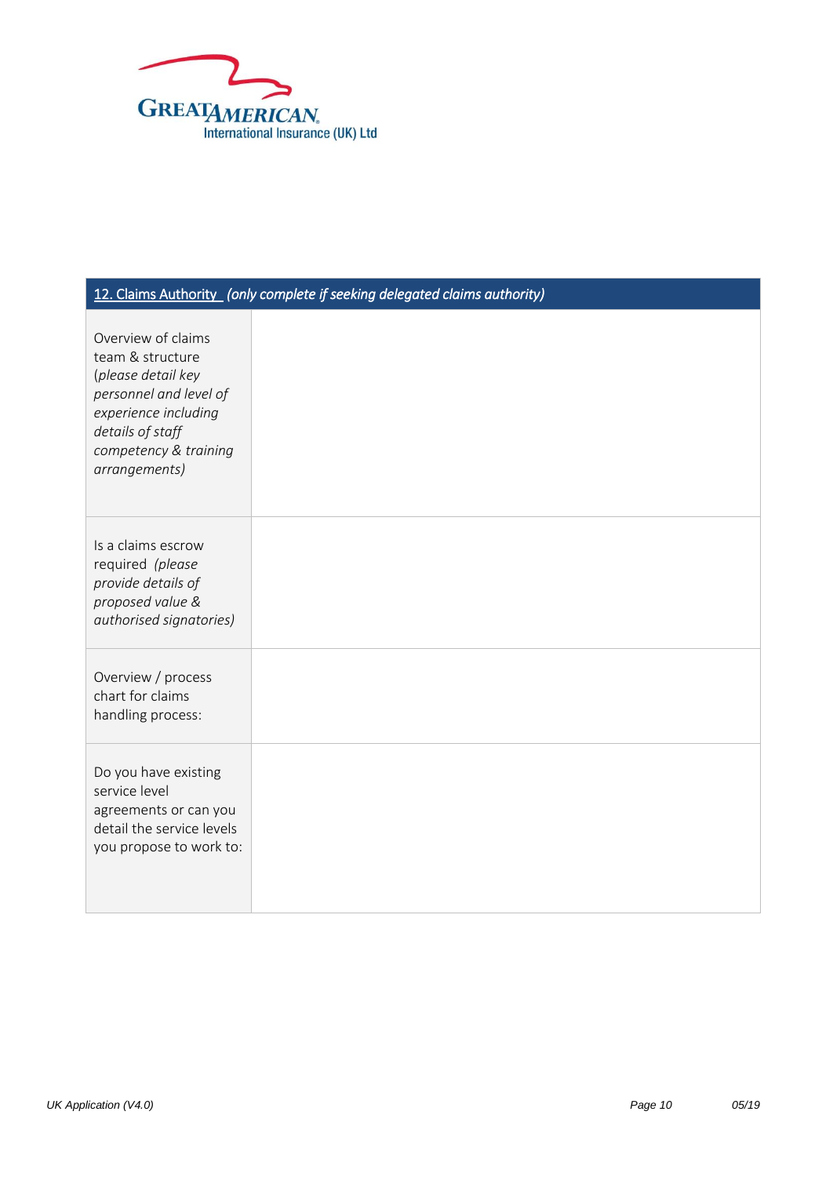| 12. Claims Authority *(only complete if seeking delegated claims authority)* | |
|---|---|
| Overview of claims team & structure *(please detail key personnel and level of experience including details of staff competency & training arrangements)* | |
| Is a claims escrow required *(please provide details of proposed value & authorised signatories)* | |
| Overview / process chart for claims handling process: | |
| Do you have existing service level agreements or can you detail the service levels you propose to work to: | |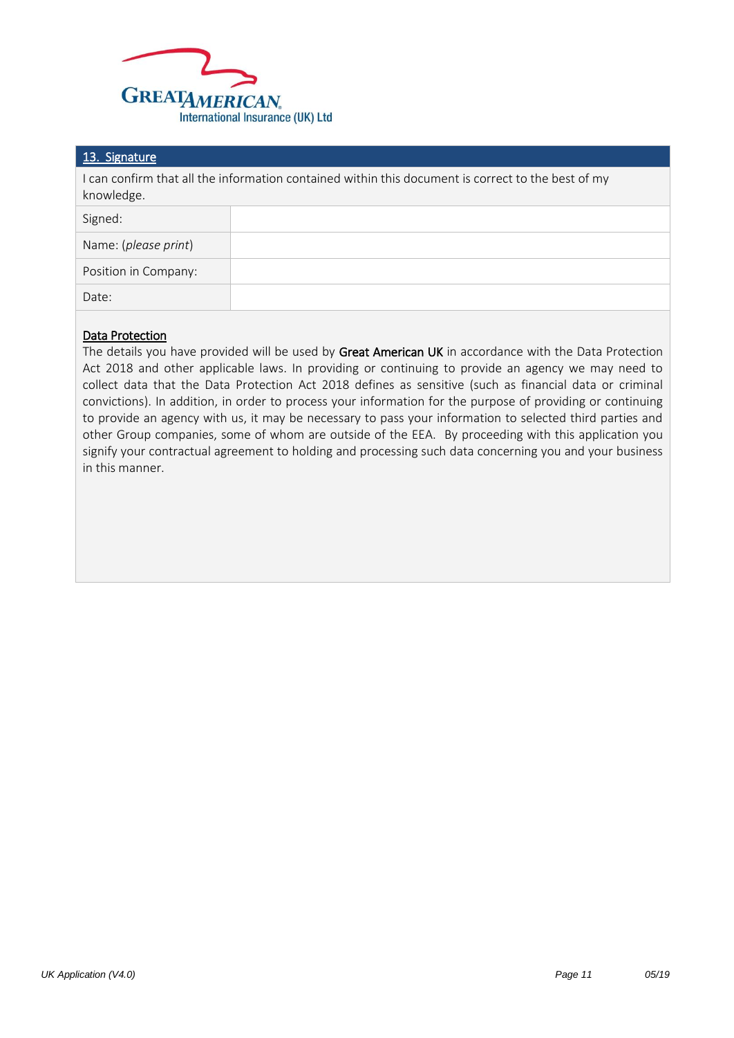## 13. Signature

I can confirm that all the information contained within this document is correct to the best of my knowledge.

| | |
|---|---|
| Signed: | |
| Name: (*please print*) | |
| Position in Company: | |
| Date: | |

**Data Protection**

The details you have provided will be used by **Great American UK** in accordance with the Data Protection Act 2018 and other applicable laws. In providing or continuing to provide an agency we may need to collect data that the Data Protection Act 2018 defines as sensitive (such as financial data or criminal convictions). In addition, in order to process your information for the purpose of providing or continuing to provide an agency with us, it may be necessary to pass your information to selected third parties and other Group companies, some of whom are outside of the EEA. By proceeding with this application you signify your contractual agreement to holding and processing such data concerning you and your business in this manner.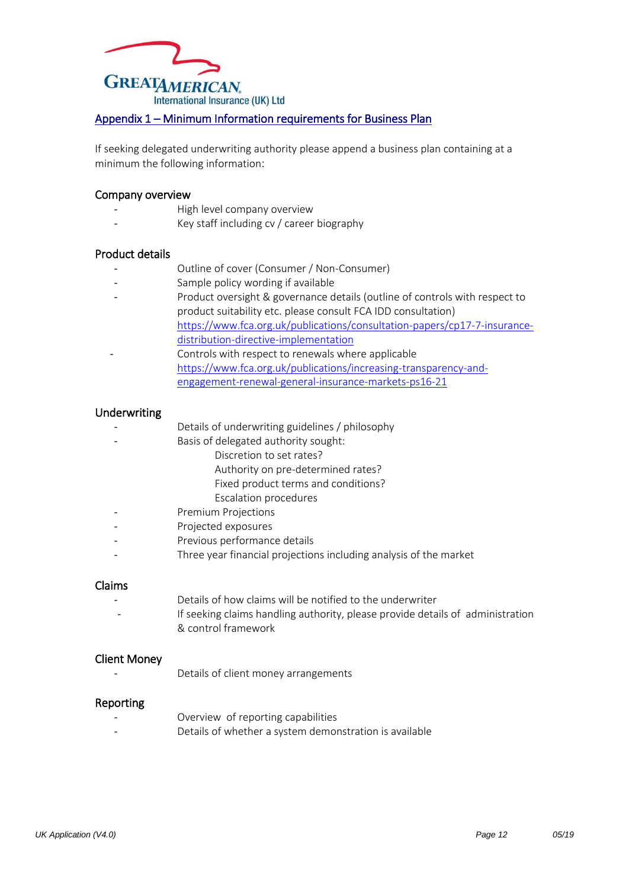## Appendix 1 – Minimum Information requirements for Business Plan

If seeking delegated underwriting authority please append a business plan containing at a minimum the following information:

### Company overview

- High level company overview
- Key staff including cv / career biography

### Product details

- Outline of cover (Consumer / Non-Consumer)
- Sample policy wording if available
- Product oversight & governance details (outline of controls with respect to product suitability etc. please consult FCA IDD consultation) https://www.fca.org.uk/publications/consultation-papers/cp17-7-insurance-distribution-directive-implementation
- Controls with respect to renewals where applicable https://www.fca.org.uk/publications/increasing-transparency-and-engagement-renewal-general-insurance-markets-ps16-21

### Underwriting

- Details of underwriting guidelines / philosophy
- Basis of delegated authority sought:
  - Discretion to set rates?
  - Authority on pre-determined rates?
  - Fixed product terms and conditions?
  - Escalation procedures
- Premium Projections
- Projected exposures
- Previous performance details
- Three year financial projections including analysis of the market

### Claims

- Details of how claims will be notified to the underwriter
- If seeking claims handling authority, please provide details of administration & control framework

### Client Money

- Details of client money arrangements

### Reporting

- Overview of reporting capabilities
- Details of whether a system demonstration is available